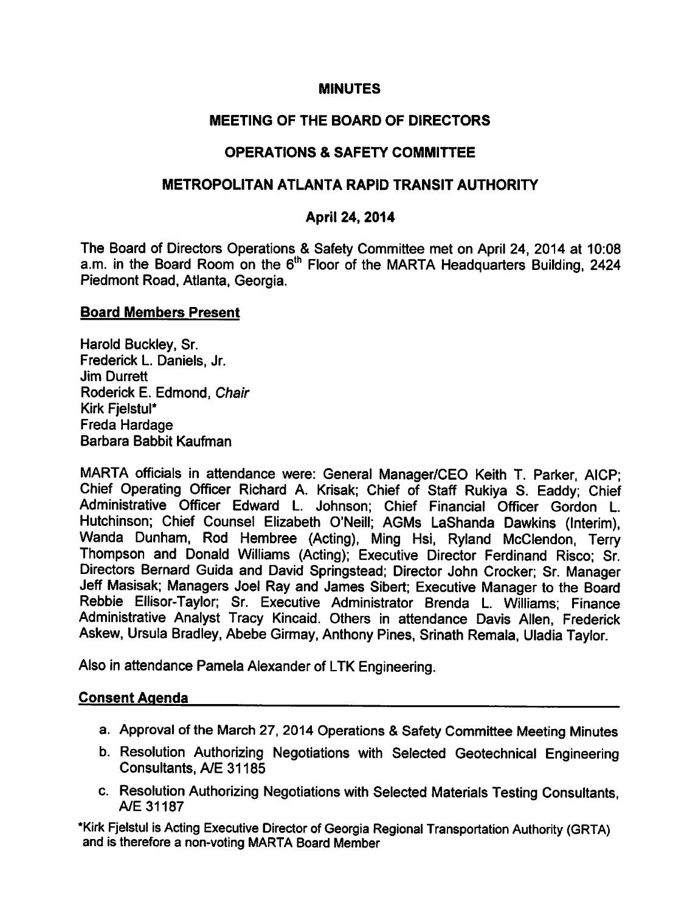# MINUTES

## MEETING OF THE BOARD OF DIRECTORS

## OPERATIONS & SAFETY COMMITTEE

## METROPOLITAN ATLANTA RAPID TRANSIT AUTHORITY

### April 24, 2014

The Board of Directors Operations & Safety Committee met on April 24, 2014 at 10:08 a.m. in the Board Room on the 6th Floor of the MARTA Headquarters Building, 2424 Piedmont Road, Atlanta, Georgia.

**Board Members Present**

Harold Buckley, Sr.
Frederick L. Daniels, Jr.
Jim Durrett
Roderick E. Edmond, *Chair*
Kirk Fjelstul*
Freda Hardage
Barbara Babbit Kaufman

MARTA officials in attendance were: General Manager/CEO Keith T. Parker, AICP; Chief Operating Officer Richard A. Krisak; Chief of Staff Rukiya S. Eaddy; Chief Administrative Officer Edward L. Johnson; Chief Financial Officer Gordon L. Hutchinson; Chief Counsel Elizabeth O'Neill; AGMs LaShanda Dawkins (Interim), Wanda Dunham, Rod Hembree (Acting), Ming Hsi, Ryland McClendon, Terry Thompson and Donald Williams (Acting); Executive Director Ferdinand Risco; Sr. Directors Bernard Guida and David Springstead; Director John Crocker; Sr. Manager Jeff Masisak; Managers Joel Ray and James Sibert; Executive Manager to the Board Rebbie Ellisor-Taylor; Sr. Executive Administrator Brenda L. Williams; Finance Administrative Analyst Tracy Kincaid. Others in attendance Davis Allen, Frederick Askew, Ursula Bradley, Abebe Girmay, Anthony Pines, Srinath Remala, Uladia Taylor.

Also in attendance Pamela Alexander of LTK Engineering.

**Consent Agenda**

a. Approval of the March 27, 2014 Operations & Safety Committee Meeting Minutes
b. Resolution Authorizing Negotiations with Selected Geotechnical Engineering Consultants, A/E 31185
c. Resolution Authorizing Negotiations with Selected Materials Testing Consultants, A/E 31187

*Kirk Fjelstul is Acting Executive Director of Georgia Regional Transportation Authority (GRTA) and is therefore a non-voting MARTA Board Member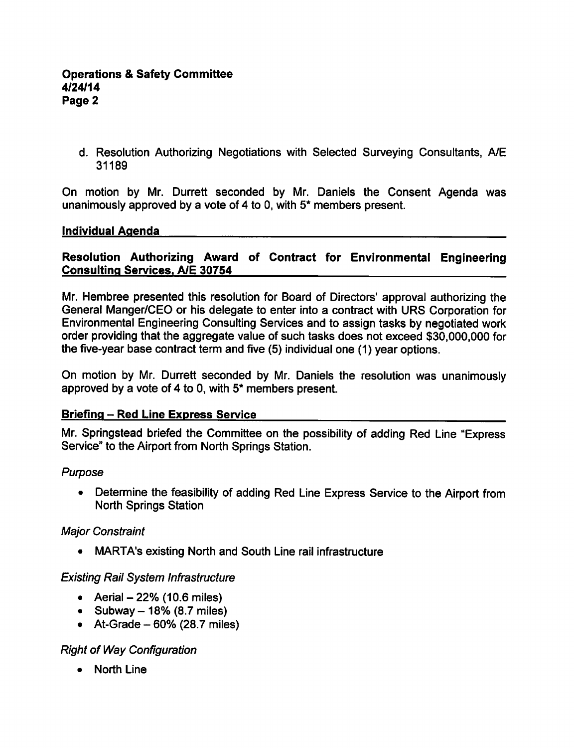d. Resolution Authorizing Negotiations with Selected Surveying Consultants, A/E 31189

On motion by Mr. Durrett seconded by Mr. Daniels the Consent Agenda was unanimously approved by a vote of 4 to 0, with 5* members present.

## Individual Agenda

### Resolution Authorizing Award of Contract for Environmental Engineering Consulting Services, A/E 30754

Mr. Hembree presented this resolution for Board of Directors' approval authorizing the General Manger/CEO or his delegate to enter into a contract with URS Corporation for Environmental Engineering Consulting Services and to assign tasks by negotiated work order providing that the aggregate value of such tasks does not exceed $30,000,000 for the five-year base contract term and five (5) individual one (1) year options.

On motion by Mr. Durrett seconded by Mr. Daniels the resolution was unanimously approved by a vote of 4 to 0, with 5* members present.

### Briefing – Red Line Express Service

Mr. Springstead briefed the Committee on the possibility of adding Red Line "Express Service" to the Airport from North Springs Station.

*Purpose*

- Determine the feasibility of adding Red Line Express Service to the Airport from North Springs Station

*Major Constraint*

- MARTA's existing North and South Line rail infrastructure

*Existing Rail System Infrastructure*

- Aerial – 22% (10.6 miles)
- Subway – 18% (8.7 miles)
- At-Grade – 60% (28.7 miles)

*Right of Way Configuration*

- North Line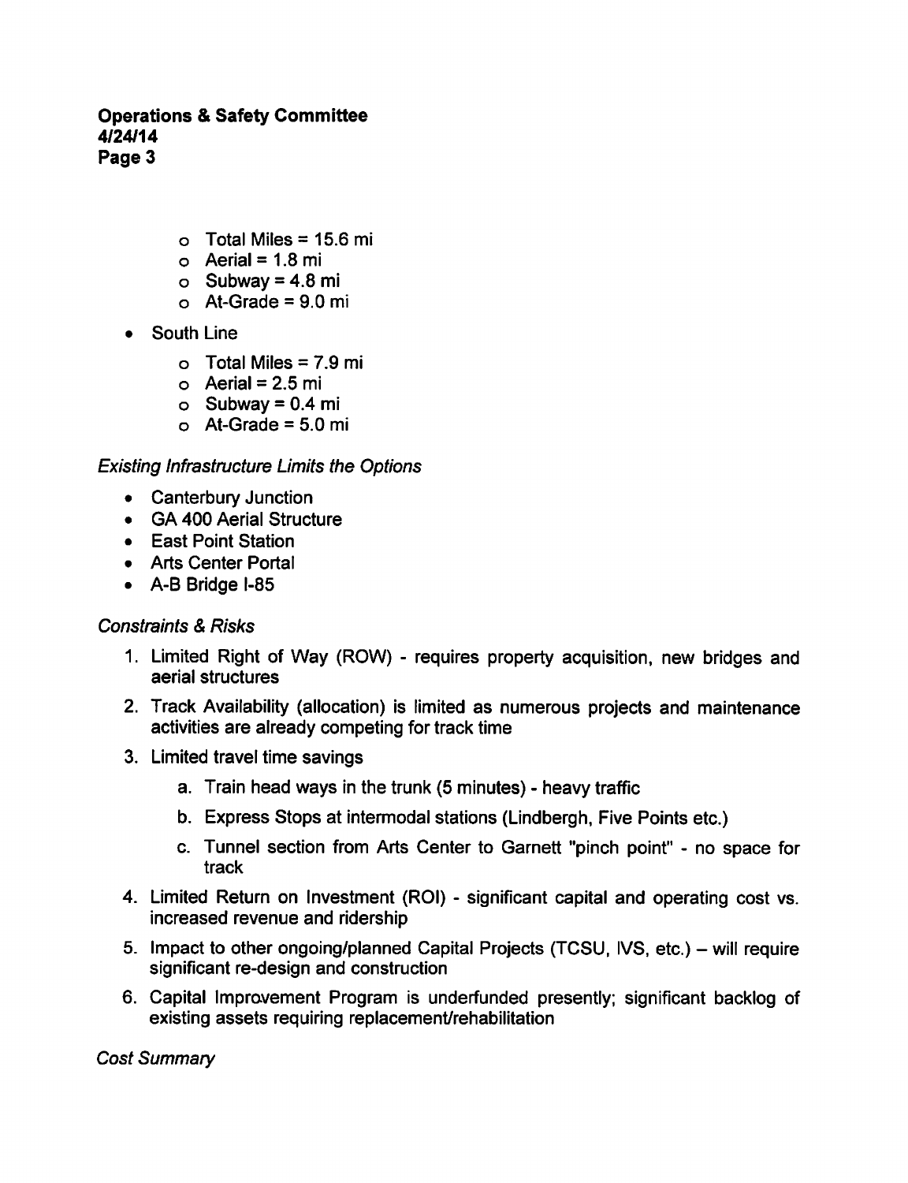- Total Miles = 15.6 mi
- Aerial = 1.8 mi
- Subway = 4.8 mi
- At-Grade = 9.0 mi

- South Line
    - Total Miles = 7.9 mi
    - Aerial = 2.5 mi
    - Subway = 0.4 mi
    - At-Grade = 5.0 mi

*Existing Infrastructure Limits the Options*

- Canterbury Junction
- GA 400 Aerial Structure
- East Point Station
- Arts Center Portal
- A-B Bridge I-85

*Constraints & Risks*

1. Limited Right of Way (ROW) - requires property acquisition, new bridges and aerial structures
2. Track Availability (allocation) is limited as numerous projects and maintenance activities are already competing for track time
3. Limited travel time savings
    a. Train head ways in the trunk (5 minutes) - heavy traffic
    b. Express Stops at intermodal stations (Lindbergh, Five Points etc.)
    c. Tunnel section from Arts Center to Garnett "pinch point" - no space for track
4. Limited Return on Investment (ROI) - significant capital and operating cost vs. increased revenue and ridership
5. Impact to other ongoing/planned Capital Projects (TCSU, IVS, etc.) – will require significant re-design and construction
6. Capital Improvement Program is underfunded presently; significant backlog of existing assets requiring replacement/rehabilitation

*Cost Summary*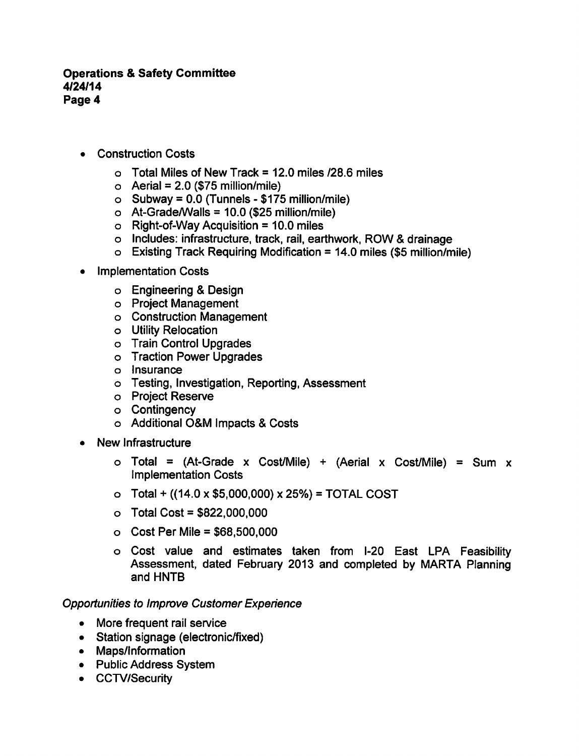- Construction Costs
    - Total Miles of New Track = 12.0 miles /28.6 miles
    - Aerial = 2.0 ($75 million/mile)
    - Subway = 0.0 (Tunnels - $175 million/mile)
    - At-Grade/Walls = 10.0 ($25 million/mile)
    - Right-of-Way Acquisition = 10.0 miles
    - Includes: infrastructure, track, rail, earthwork, ROW & drainage
    - Existing Track Requiring Modification = 14.0 miles ($5 million/mile)
- Implementation Costs
    - Engineering & Design
    - Project Management
    - Construction Management
    - Utility Relocation
    - Train Control Upgrades
    - Traction Power Upgrades
    - Insurance
    - Testing, Investigation, Reporting, Assessment
    - Project Reserve
    - Contingency
    - Additional O&M Impacts & Costs
- New Infrastructure
    - Total = (At-Grade x Cost/Mile) + (Aerial x Cost/Mile) = Sum x Implementation Costs
    - Total + ((14.0 x $5,000,000) x 25%) = TOTAL COST
    - Total Cost = $822,000,000
    - Cost Per Mile = $68,500,000
    - Cost value and estimates taken from I-20 East LPA Feasibility Assessment, dated February 2013 and completed by MARTA Planning and HNTB

*Opportunities to Improve Customer Experience*

- More frequent rail service
- Station signage (electronic/fixed)
- Maps/Information
- Public Address System
- CCTV/Security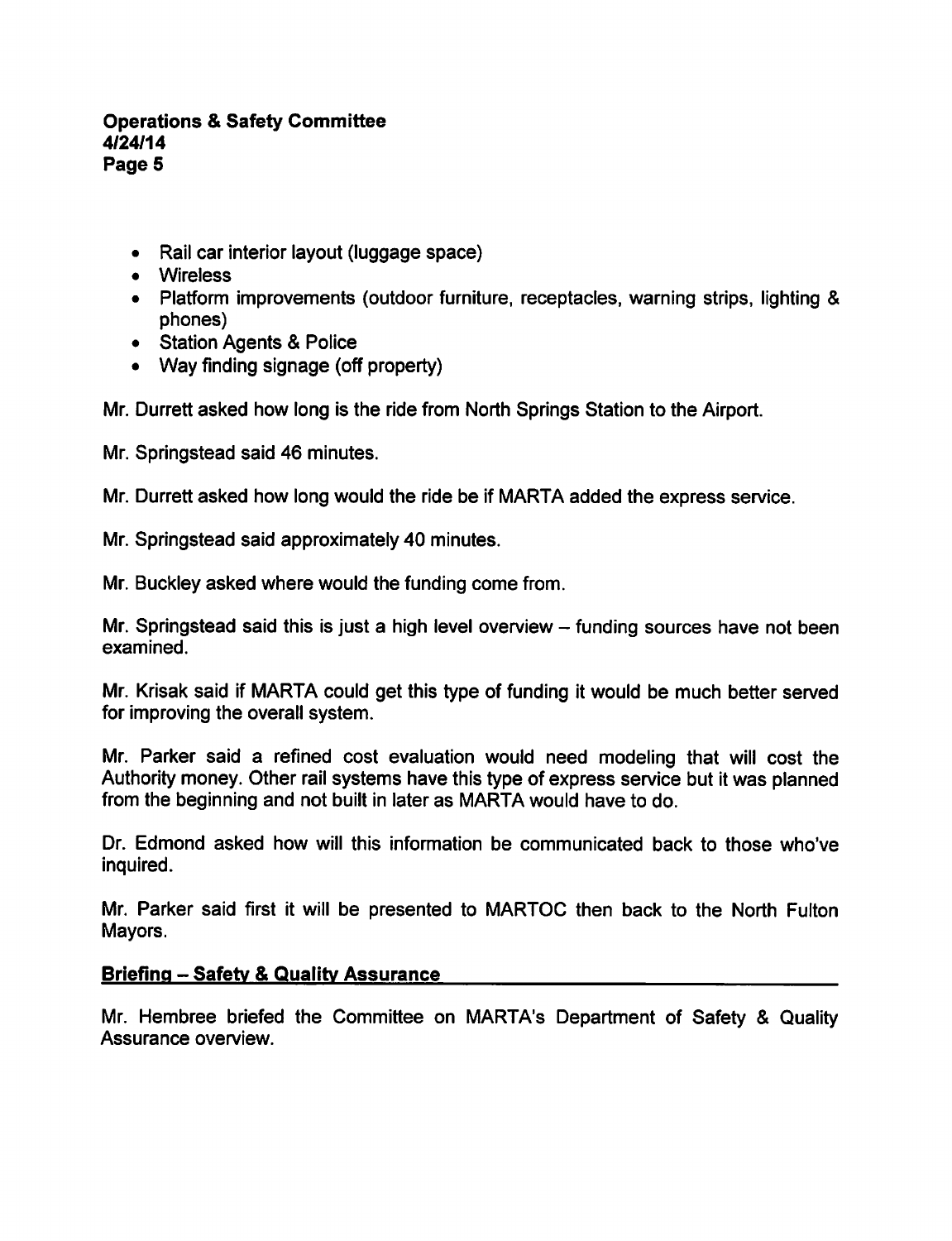- Rail car interior layout (luggage space)
- Wireless
- Platform improvements (outdoor furniture, receptacles, warning strips, lighting & phones)
- Station Agents & Police
- Way finding signage (off property)

Mr. Durrett asked how long is the ride from North Springs Station to the Airport.

Mr. Springstead said 46 minutes.

Mr. Durrett asked how long would the ride be if MARTA added the express service.

Mr. Springstead said approximately 40 minutes.

Mr. Buckley asked where would the funding come from.

Mr. Springstead said this is just a high level overview – funding sources have not been examined.

Mr. Krisak said if MARTA could get this type of funding it would be much better served for improving the overall system.

Mr. Parker said a refined cost evaluation would need modeling that will cost the Authority money. Other rail systems have this type of express service but it was planned from the beginning and not built in later as MARTA would have to do.

Dr. Edmond asked how will this information be communicated back to those who've inquired.

Mr. Parker said first it will be presented to MARTOC then back to the North Fulton Mayors.

## Briefing – Safety & Quality Assurance

Mr. Hembree briefed the Committee on MARTA's Department of Safety & Quality Assurance overview.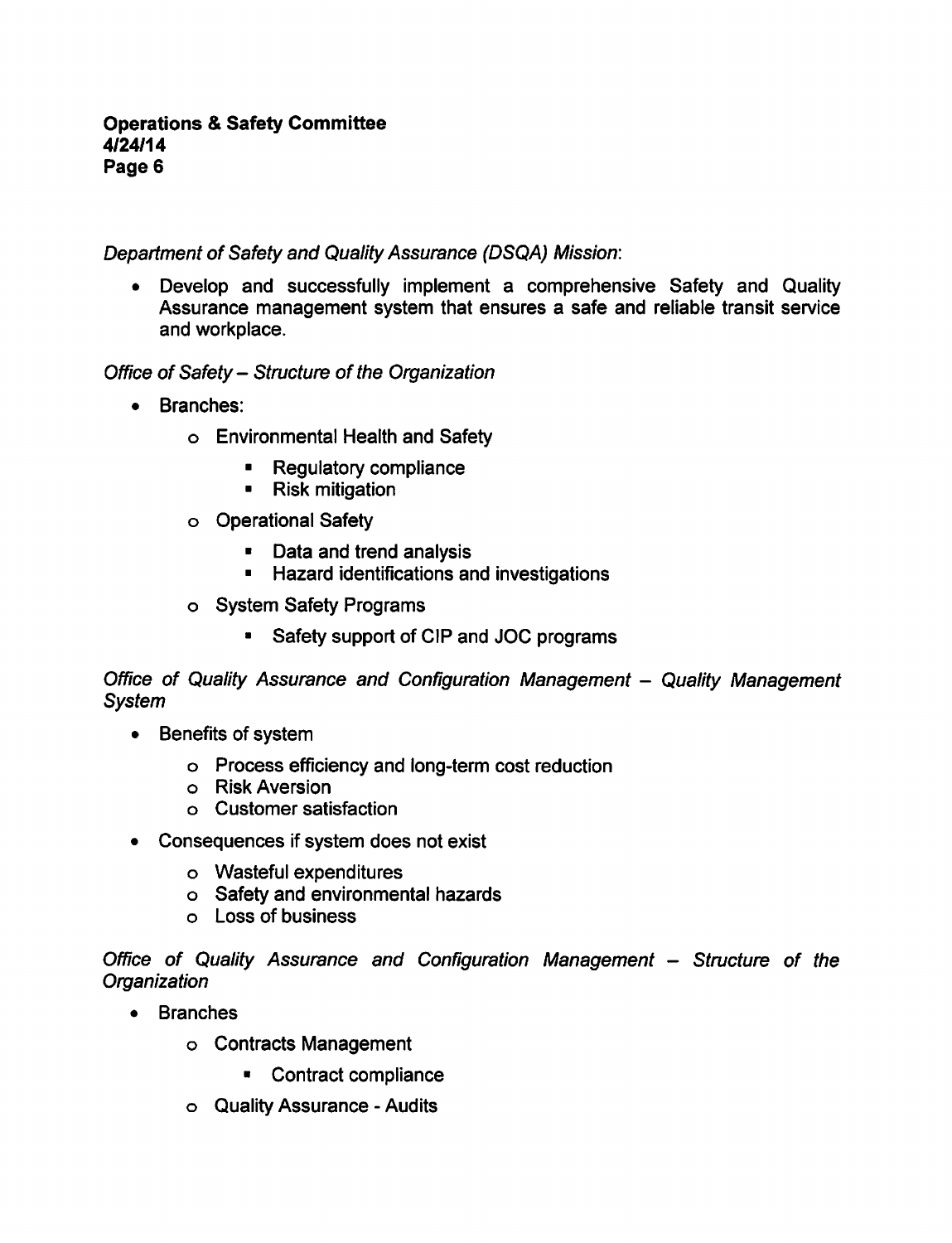*Department of Safety and Quality Assurance (DSQA) Mission*:

- Develop and successfully implement a comprehensive Safety and Quality Assurance management system that ensures a safe and reliable transit service and workplace.

*Office of Safety – Structure of the Organization*

- Branches:
  - Environmental Health and Safety
    - Regulatory compliance
    - Risk mitigation
  - Operational Safety
    - Data and trend analysis
    - Hazard identifications and investigations
  - System Safety Programs
    - Safety support of CIP and JOC programs

*Office of Quality Assurance and Configuration Management – Quality Management System*

- Benefits of system
  - Process efficiency and long-term cost reduction
  - Risk Aversion
  - Customer satisfaction
- Consequences if system does not exist
  - Wasteful expenditures
  - Safety and environmental hazards
  - Loss of business

*Office of Quality Assurance and Configuration Management – Structure of the Organization*

- Branches
  - Contracts Management
    - Contract compliance
  - Quality Assurance - Audits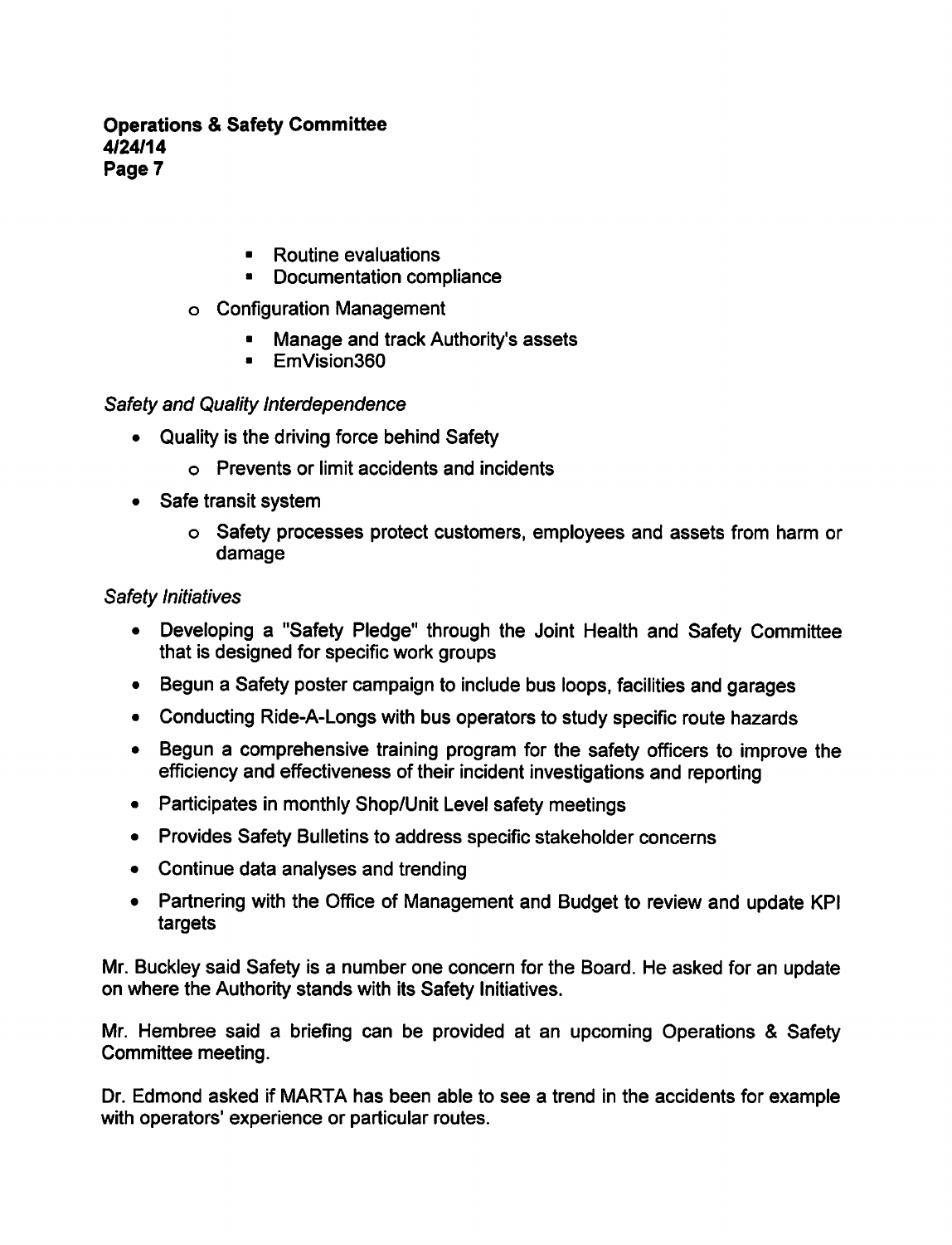- Routine evaluations
    - Documentation compliance
  - Configuration Management
    - Manage and track Authority's assets
    - EmVision360

*Safety and Quality Interdependence*

- Quality is the driving force behind Safety
  - Prevents or limit accidents and incidents
- Safe transit system
  - Safety processes protect customers, employees and assets from harm or damage

*Safety Initiatives*

- Developing a "Safety Pledge" through the Joint Health and Safety Committee that is designed for specific work groups
- Begun a Safety poster campaign to include bus loops, facilities and garages
- Conducting Ride-A-Longs with bus operators to study specific route hazards
- Begun a comprehensive training program for the safety officers to improve the efficiency and effectiveness of their incident investigations and reporting
- Participates in monthly Shop/Unit Level safety meetings
- Provides Safety Bulletins to address specific stakeholder concerns
- Continue data analyses and trending
- Partnering with the Office of Management and Budget to review and update KPI targets

Mr. Buckley said Safety is a number one concern for the Board. He asked for an update on where the Authority stands with its Safety Initiatives.

Mr. Hembree said a briefing can be provided at an upcoming Operations & Safety Committee meeting.

Dr. Edmond asked if MARTA has been able to see a trend in the accidents for example with operators' experience or particular routes.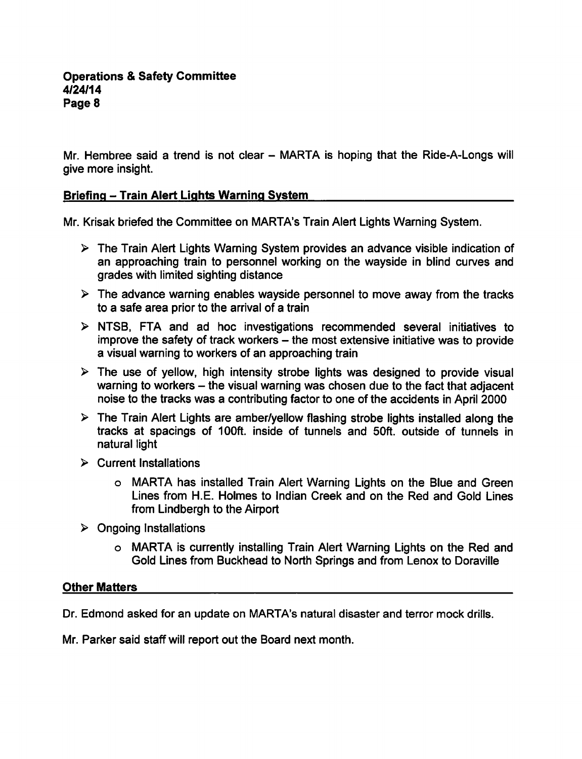Mr. Hembree said a trend is not clear – MARTA is hoping that the Ride-A-Longs will give more insight.

## Briefing – Train Alert Lights Warning System

Mr. Krisak briefed the Committee on MARTA's Train Alert Lights Warning System.

- The Train Alert Lights Warning System provides an advance visible indication of an approaching train to personnel working on the wayside in blind curves and grades with limited sighting distance
- The advance warning enables wayside personnel to move away from the tracks to a safe area prior to the arrival of a train
- NTSB, FTA and ad hoc investigations recommended several initiatives to improve the safety of track workers – the most extensive initiative was to provide a visual warning to workers of an approaching train
- The use of yellow, high intensity strobe lights was designed to provide visual warning to workers – the visual warning was chosen due to the fact that adjacent noise to the tracks was a contributing factor to one of the accidents in April 2000
- The Train Alert Lights are amber/yellow flashing strobe lights installed along the tracks at spacings of 100ft. inside of tunnels and 50ft. outside of tunnels in natural light
- Current Installations
    - MARTA has installed Train Alert Warning Lights on the Blue and Green Lines from H.E. Holmes to Indian Creek and on the Red and Gold Lines from Lindbergh to the Airport
- Ongoing Installations
    - MARTA is currently installing Train Alert Warning Lights on the Red and Gold Lines from Buckhead to North Springs and from Lenox to Doraville

## Other Matters

Dr. Edmond asked for an update on MARTA's natural disaster and terror mock drills.

Mr. Parker said staff will report out the Board next month.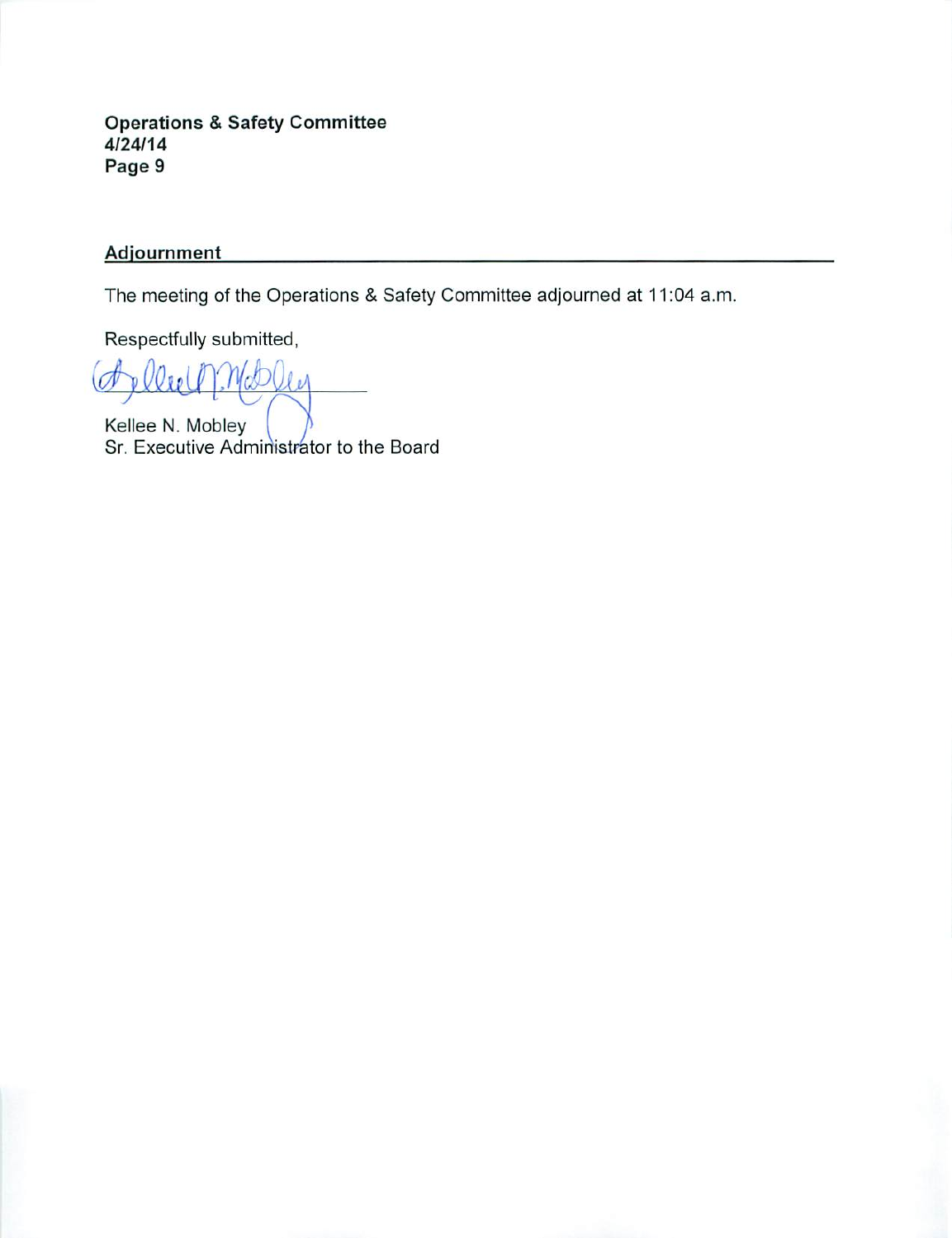## Adjournment

The meeting of the Operations & Safety Committee adjourned at 11:04 a.m.

Respectfully submitted,

Kellee N. Mobley
Sr. Executive Administrator to the Board